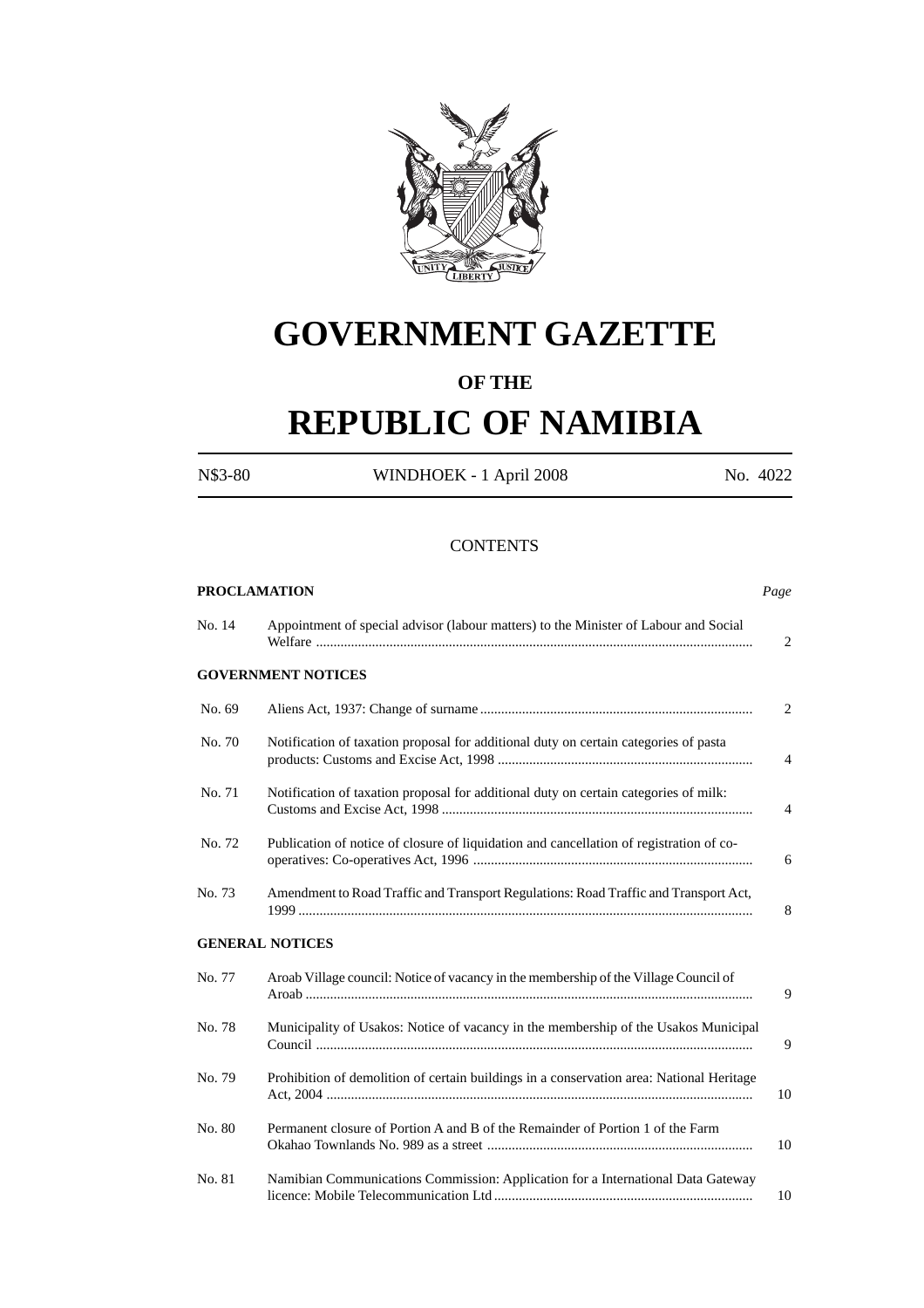# GOVERNMENT GAZETTE

## OF THE

# REPUBLIC OF NAMIBIA

| N$3-80 | WINDHOEK - 1 April 2008 | No. 4022 |
|---|---|---|

## CONTENTS

**PROCLAMATION** *Page*

| | | |
|---|---|---|
| No. 14 | Appointment of special advisor (labour matters) to the Minister of Labour and Social Welfare ........................................................................................................................... | 2 |

**GOVERNMENT NOTICES**

| | | |
|---|---|---|
| No. 69 | Aliens Act, 1937: Change of surname ............................................................................ | 2 |
| No. 70 | Notification of taxation proposal for additional duty on certain categories of pasta products: Customs and Excise Act, 1998 ........................................................................ | 4 |
| No. 71 | Notification of taxation proposal for additional duty on certain categories of milk: Customs and Excise Act, 1998 ........................................................................................ | 4 |
| No. 72 | Publication of notice of closure of liquidation and cancellation of registration of co-operatives: Co-operatives Act, 1996 ............................................................................... | 6 |
| No. 73 | Amendment to Road Traffic and Transport Regulations: Road Traffic and Transport Act, 1999 ................................................................................................................................ | 8 |

**GENERAL NOTICES**

| | | |
|---|---|---|
| No. 77 | Aroab Village council: Notice of vacancy in the membership of the Village Council of Aroab ............................................................................................................................... | 9 |
| No. 78 | Municipality of Usakos: Notice of vacancy in the membership of the Usakos Municipal Council ........................................................................................................................... | 9 |
| No. 79 | Prohibition of demolition of certain buildings in a conservation area: National Heritage Act, 2004 ........................................................................................................................ | 10 |
| No. 80 | Permanent closure of Portion A and B of the Remainder of Portion 1 of the Farm Okahao Townlands No. 989 as a street ........................................................................... | 10 |
| No. 81 | Namibian Communications Commission: Application for a International Data Gateway licence: Mobile Telecommunication Ltd ......................................................................... | 10 |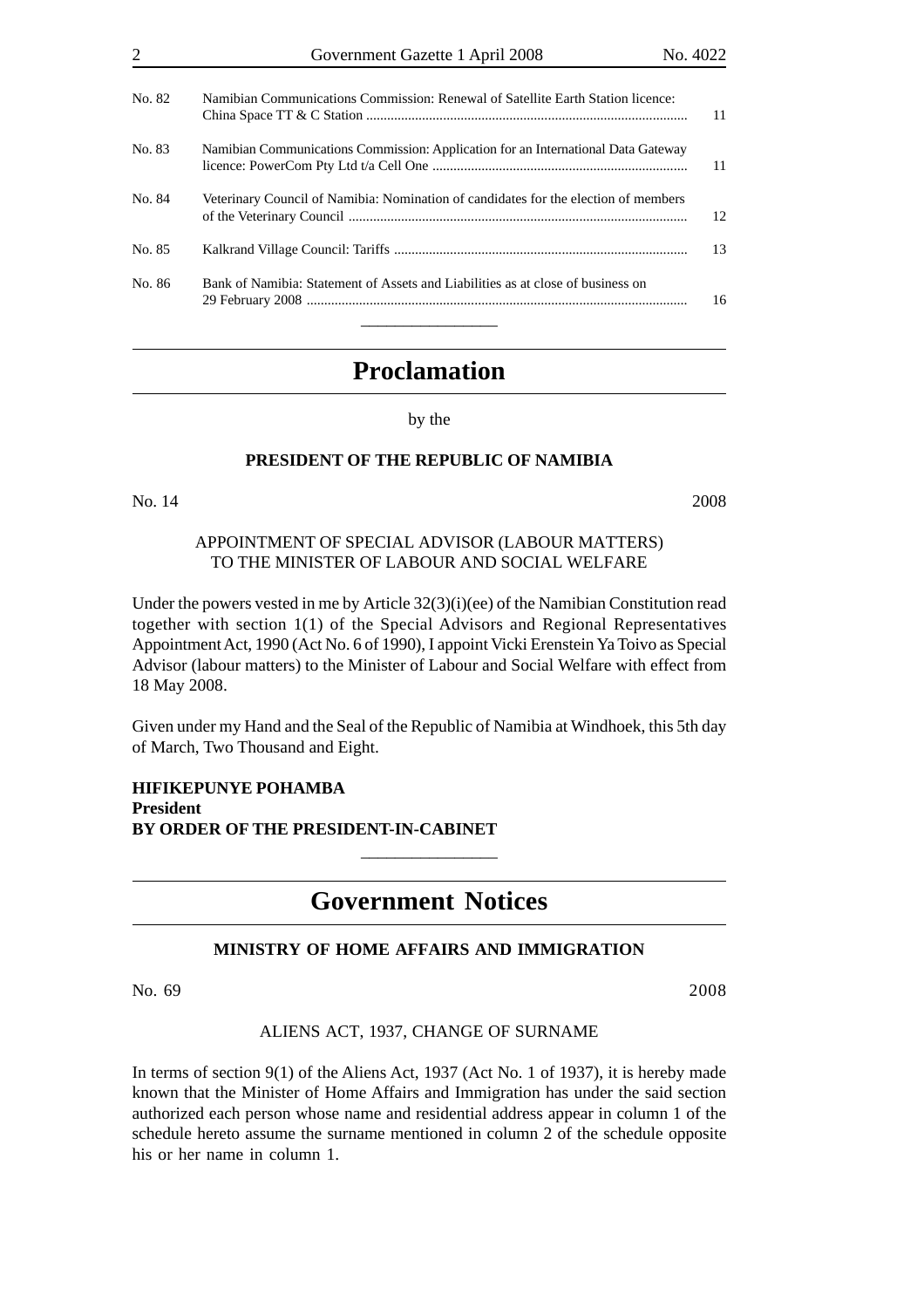| | | |
|---|---|---|
| No. 82 | Namibian Communications Commission: Renewal of Satellite Earth Station licence: China Space TT & C Station | 11 |
| No. 83 | Namibian Communications Commission: Application for an International Data Gateway licence: PowerCom Pty Ltd t/a Cell One | 11 |
| No. 84 | Veterinary Council of Namibia: Nomination of candidates for the election of members of the Veterinary Council | 12 |
| No. 85 | Kalkrand Village Council: Tariffs | 13 |
| No. 86 | Bank of Namibia: Statement of Assets and Liabilities as at close of business on 29 February 2008 | 16 |

---

# Proclamation

by the

**PRESIDENT OF THE REPUBLIC OF NAMIBIA**

No. 14 2008

APPOINTMENT OF SPECIAL ADVISOR (LABOUR MATTERS) TO THE MINISTER OF LABOUR AND SOCIAL WELFARE

Under the powers vested in me by Article 32(3)(i)(ee) of the Namibian Constitution read together with section 1(1) of the Special Advisors and Regional Representatives Appointment Act, 1990 (Act No. 6 of 1990), I appoint Vicki Erenstein Ya Toivo as Special Advisor (labour matters) to the Minister of Labour and Social Welfare with effect from 18 May 2008.

Given under my Hand and the Seal of the Republic of Namibia at Windhoek, this 5th day of March, Two Thousand and Eight.

**HIFIKEPUNYE POHAMBA**
**President**
**BY ORDER OF THE PRESIDENT-IN-CABINET**

---

# Government Notices

## MINISTRY OF HOME AFFAIRS AND IMMIGRATION

No. 69 2008

ALIENS ACT, 1937, CHANGE OF SURNAME

In terms of section 9(1) of the Aliens Act, 1937 (Act No. 1 of 1937), it is hereby made known that the Minister of Home Affairs and Immigration has under the said section authorized each person whose name and residential address appear in column 1 of the schedule hereto assume the surname mentioned in column 2 of the schedule opposite his or her name in column 1.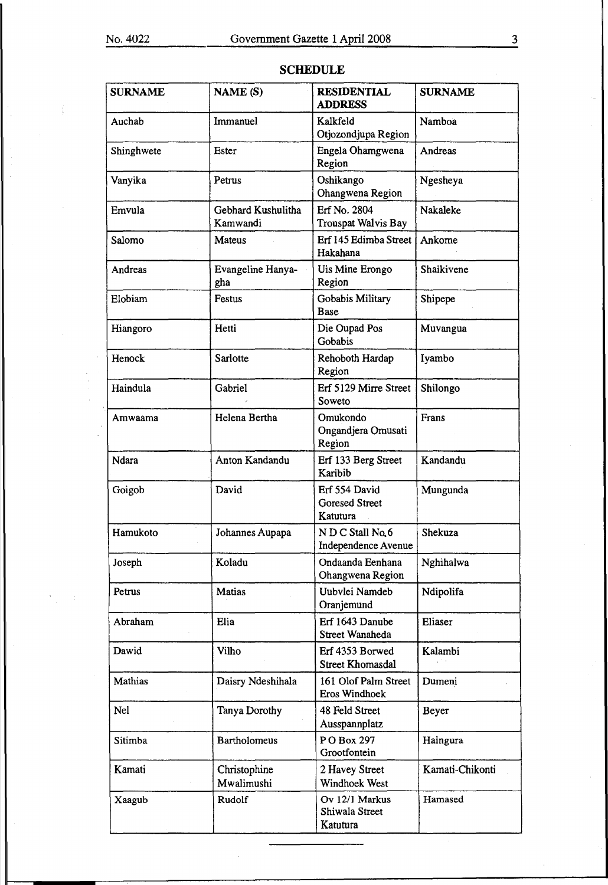# SCHEDULE

| SURNAME | NAME (S) | RESIDENTIAL ADDRESS | SURNAME |
|---|---|---|---|
| Auchab | Immanuel | Kalkfeld Otjozondjupa Region | Namboa |
| Shinghwete | Ester | Engela Ohamgwena Region | Andreas |
| Vanyika | Petrus | Oshikango Ohangwena Region | Ngesheya |
| Emvula | Gebhard Kushulitha Kamwandi | Erf No. 2804 Trouspat Walvis Bay | Nakaleke |
| Salomo | Mateus | Erf 145 Edimba Street Hakahana | Ankome |
| Andreas | Evangeline Hanya-gha | Uis Mine Erongo Region | Shaikivene |
| Elobiam | Festus | Gobabis Military Base | Shipepe |
| Hiangoro | Hetti | Die Oupad Pos Gobabis | Muvangua |
| Henock | Sarlotte | Rehoboth Hardap Region | Iyambo |
| Haindula | Gabriel | Erf 5129 Mirre Street Soweto | Shilongo |
| Amwaama | Helena Bertha | Omukondo Ongandjera Omusati Region | Frans |
| Ndara | Anton Kandandu | Erf 133 Berg Street Karibib | Kandandu |
| Goigob | David | Erf 554 David Goresed Street Katutura | Mungunda |
| Hamukoto | Johannes Aupapa | N D C Stall No. 6 Independence Avenue | Shekuza |
| Joseph | Koladu | Ondaanda Eenhana Ohangwena Region | Nghihalwa |
| Petrus | Matias | Uubvlei Namdeb Oranjemund | Ndipolifa |
| Abraham | Elia | Erf 1643 Danube Street Wanaheda | Eliaser |
| Dawid | Vilho | Erf 4353 Borwed Street Khomasdal | Kalambi |
| Mathias | Daisry Ndeshihala | 161 Olof Palm Street Eros Windhoek | Dumeni |
| Nel | Tanya Dorothy | 48 Feld Street Ausspannplatz | Beyer |
| Sitimba | Bartholomeus | P O Box 297 Grootfontein | Haingura |
| Kamati | Christophine Mwalimushi | 2 Havey Street Windhoek West | Kamati-Chikonti |
| Xaagub | Rudolf | Ov 12/1 Markus Shiwala Street Katutura | Hamased |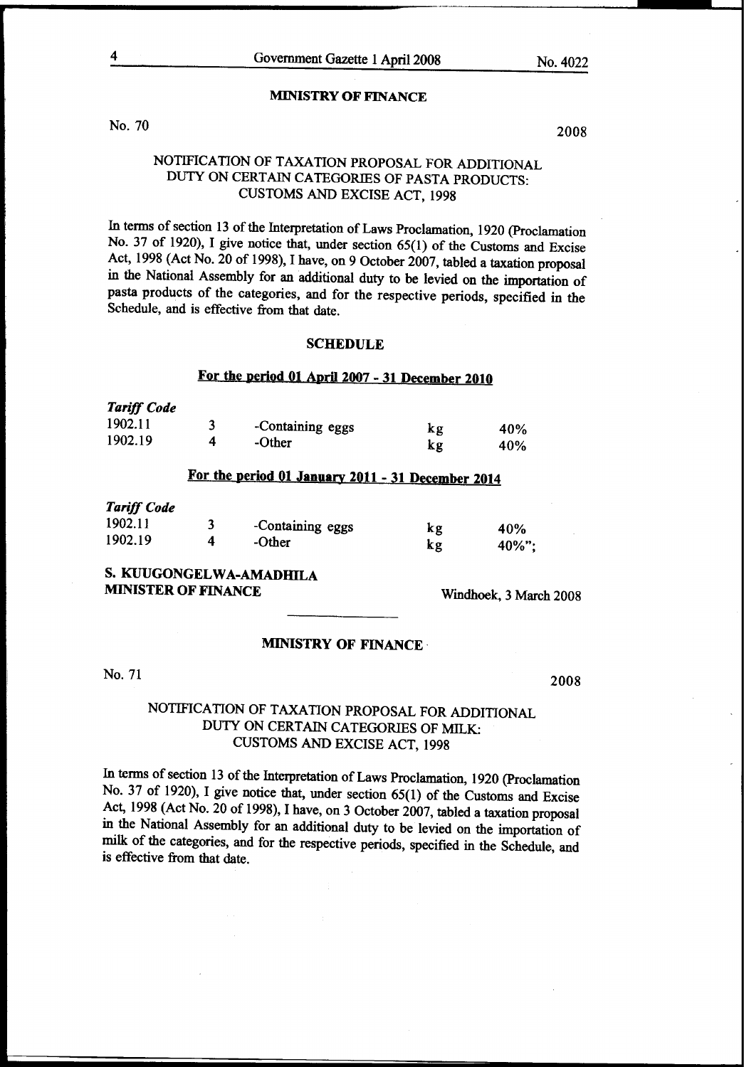**MINISTRY OF FINANCE**

No. 70 2008

## NOTIFICATION OF TAXATION PROPOSAL FOR ADDITIONAL DUTY ON CERTAIN CATEGORIES OF PASTA PRODUCTS: CUSTOMS AND EXCISE ACT, 1998

In terms of section 13 of the Interpretation of Laws Proclamation, 1920 (Proclamation No. 37 of 1920), I give notice that, under section 65(1) of the Customs and Excise Act, 1998 (Act No. 20 of 1998), I have, on 9 October 2007, tabled a taxation proposal in the National Assembly for an additional duty to be levied on the importation of pasta products of the categories, and for the respective periods, specified in the Schedule, and is effective from that date.

### SCHEDULE

**For the period 01 April 2007 - 31 December 2010**

| *Tariff Code* | | | | |
|---|---|---|---|---|
| 1902.11 | 3 | -Containing eggs | kg | 40% |
| 1902.19 | 4 | -Other | kg | 40% |

**For the period 01 January 2011 - 31 December 2014**

| *Tariff Code* | | | | |
|---|---|---|---|---|
| 1902.11 | 3 | -Containing eggs | kg | 40% |
| 1902.19 | 4 | -Other | kg | 40%"; |

**S. KUUGONGELWA-AMADHILA**
**MINISTER OF FINANCE**

Windhoek, 3 March 2008

---

**MINISTRY OF FINANCE**

No. 71 2008

## NOTIFICATION OF TAXATION PROPOSAL FOR ADDITIONAL DUTY ON CERTAIN CATEGORIES OF MILK: CUSTOMS AND EXCISE ACT, 1998

In terms of section 13 of the Interpretation of Laws Proclamation, 1920 (Proclamation No. 37 of 1920), I give notice that, under section 65(1) of the Customs and Excise Act, 1998 (Act No. 20 of 1998), I have, on 3 October 2007, tabled a taxation proposal in the National Assembly for an additional duty to be levied on the importation of milk of the categories, and for the respective periods, specified in the Schedule, and is effective from that date.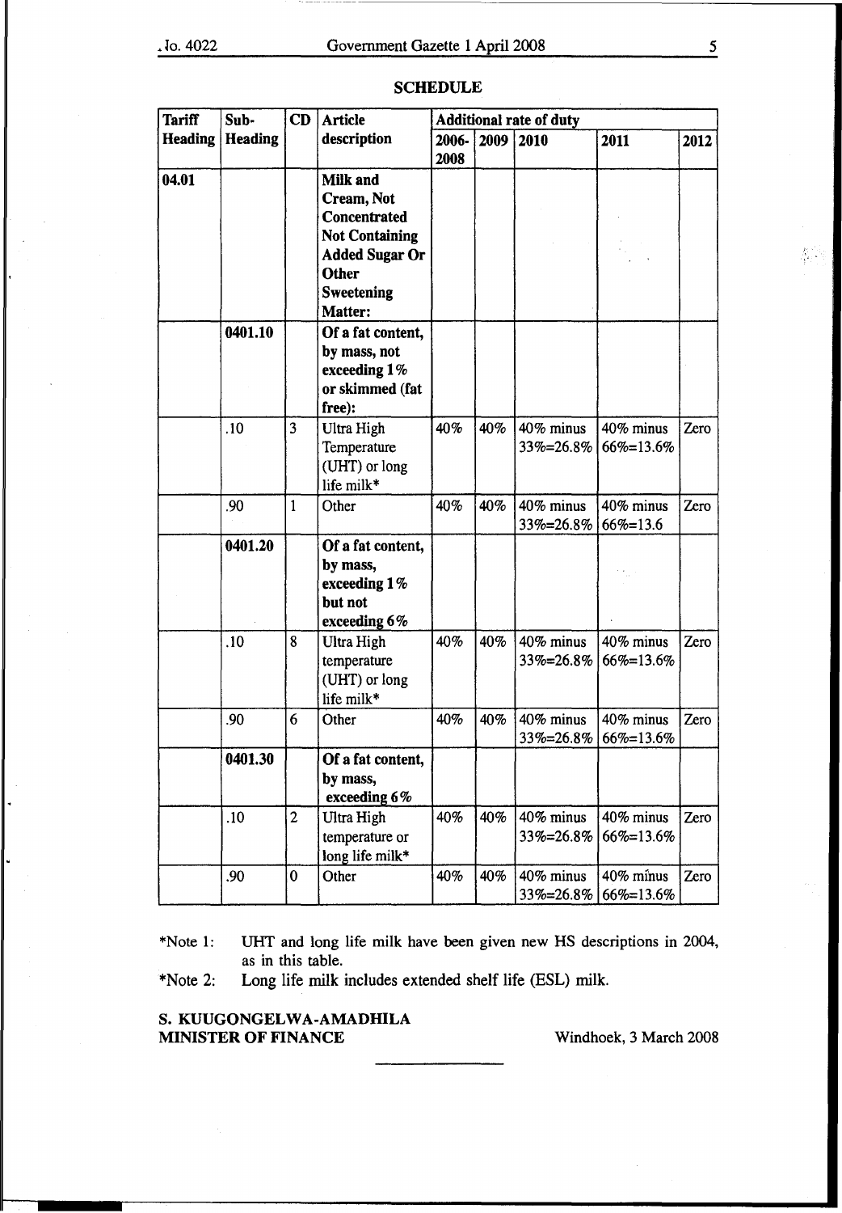## SCHEDULE

| Tariff Heading | Sub-Heading | CD | Article description | Additional rate of duty | | | | |
|---|---|---|---|---|---|---|---|---|
| | | | | 2006-2008 | 2009 | 2010 | 2011 | 2012 |
| **04.01** | | | **Milk and Cream, Not Concentrated Not Containing Added Sugar Or Other Sweetening Matter:** | | | | | |
| | **0401.10** | | **Of a fat content, by mass, not exceeding 1% or skimmed (fat free):** | | | | | |
| | .10 | 3 | Ultra High Temperature (UHT) or long life milk* | 40% | 40% | 40% minus 33%=26.8% | 40% minus 66%=13.6% | Zero |
| | .90 | 1 | Other | 40% | 40% | 40% minus 33%=26.8% | 40% minus 66%=13.6 | Zero |
| | **0401.20** | | **Of a fat content, by mass, exceeding 1% but not exceeding 6%** | | | | | |
| | .10 | 8 | Ultra High temperature (UHT) or long life milk* | 40% | 40% | 40% minus 33%=26.8% | 40% minus 66%=13.6% | Zero |
| | .90 | 6 | Other | 40% | 40% | 40% minus 33%=26.8% | 40% minus 66%=13.6% | Zero |
| | **0401.30** | | **Of a fat content, by mass, exceeding 6%** | | | | | |
| | .10 | 2 | Ultra High temperature or long life milk* | 40% | 40% | 40% minus 33%=26.8% | 40% minus 66%=13.6% | Zero |
| | .90 | 0 | Other | 40% | 40% | 40% minus 33%=26.8% | 40% minus 66%=13.6% | Zero |

*Note 1: UHT and long life milk have been given new HS descriptions in 2004, as in this table.

*Note 2: Long life milk includes extended shelf life (ESL) milk.

**S. KUUGONGELWA-AMADHILA**
**MINISTER OF FINANCE**

Windhoek, 3 March 2008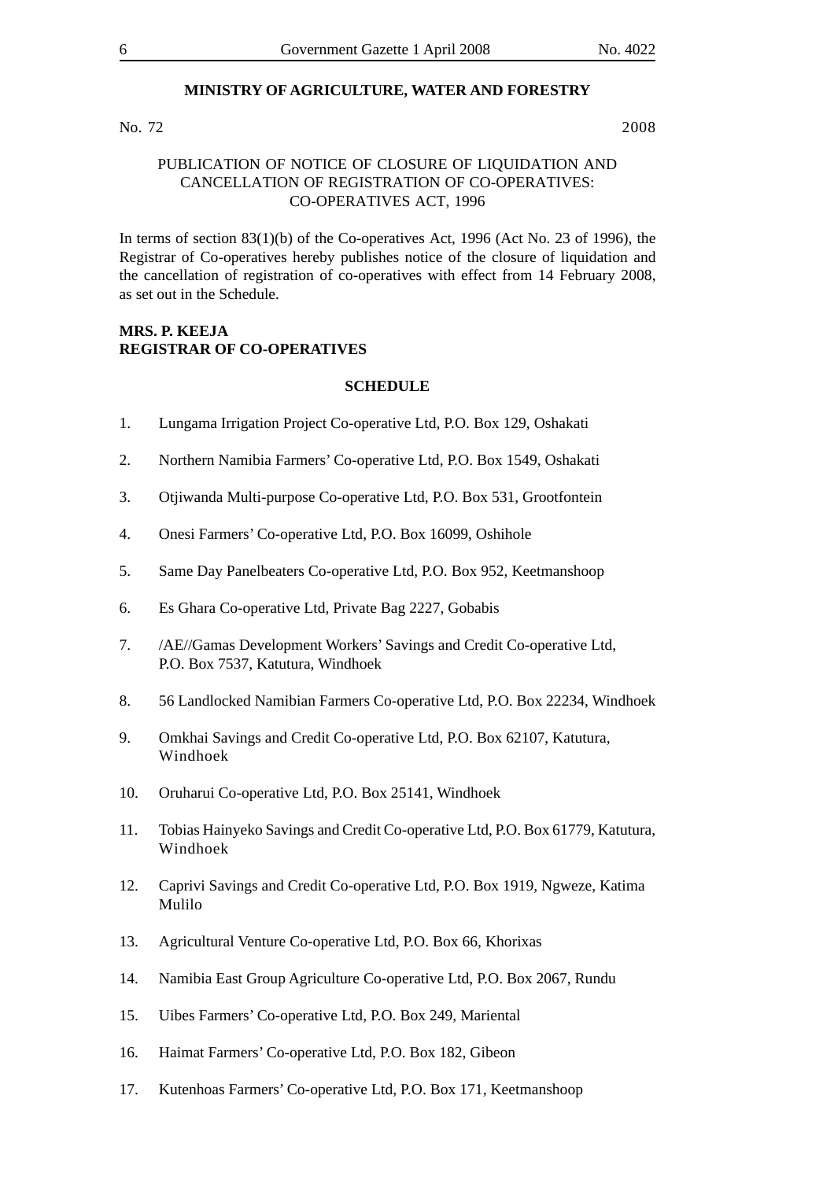## MINISTRY OF AGRICULTURE, WATER AND FORESTRY

No. 72 2008

PUBLICATION OF NOTICE OF CLOSURE OF LIQUIDATION AND CANCELLATION OF REGISTRATION OF CO-OPERATIVES: CO-OPERATIVES ACT, 1996

In terms of section 83(1)(b) of the Co-operatives Act, 1996 (Act No. 23 of 1996), the Registrar of Co-operatives hereby publishes notice of the closure of liquidation and the cancellation of registration of co-operatives with effect from 14 February 2008, as set out in the Schedule.

**MRS. P. KEEJA**
**REGISTRAR OF CO-OPERATIVES**

### SCHEDULE

1. Lungama Irrigation Project Co-operative Ltd, P.O. Box 129, Oshakati
2. Northern Namibia Farmers' Co-operative Ltd, P.O. Box 1549, Oshakati
3. Otjiwanda Multi-purpose Co-operative Ltd, P.O. Box 531, Grootfontein
4. Onesi Farmers' Co-operative Ltd, P.O. Box 16099, Oshihole
5. Same Day Panelbeaters Co-operative Ltd, P.O. Box 952, Keetmanshoop
6. Es Ghara Co-operative Ltd, Private Bag 2227, Gobabis
7. /AE//Gamas Development Workers' Savings and Credit Co-operative Ltd, P.O. Box 7537, Katutura, Windhoek
8. 56 Landlocked Namibian Farmers Co-operative Ltd, P.O. Box 22234, Windhoek
9. Omkhai Savings and Credit Co-operative Ltd, P.O. Box 62107, Katutura, Windhoek
10. Oruharui Co-operative Ltd, P.O. Box 25141, Windhoek
11. Tobias Hainyeko Savings and Credit Co-operative Ltd, P.O. Box 61779, Katutura, Windhoek
12. Caprivi Savings and Credit Co-operative Ltd, P.O. Box 1919, Ngweze, Katima Mulilo
13. Agricultural Venture Co-operative Ltd, P.O. Box 66, Khorixas
14. Namibia East Group Agriculture Co-operative Ltd, P.O. Box 2067, Rundu
15. Uibes Farmers' Co-operative Ltd, P.O. Box 249, Mariental
16. Haimat Farmers' Co-operative Ltd, P.O. Box 182, Gibeon
17. Kutenhoas Farmers' Co-operative Ltd, P.O. Box 171, Keetmanshoop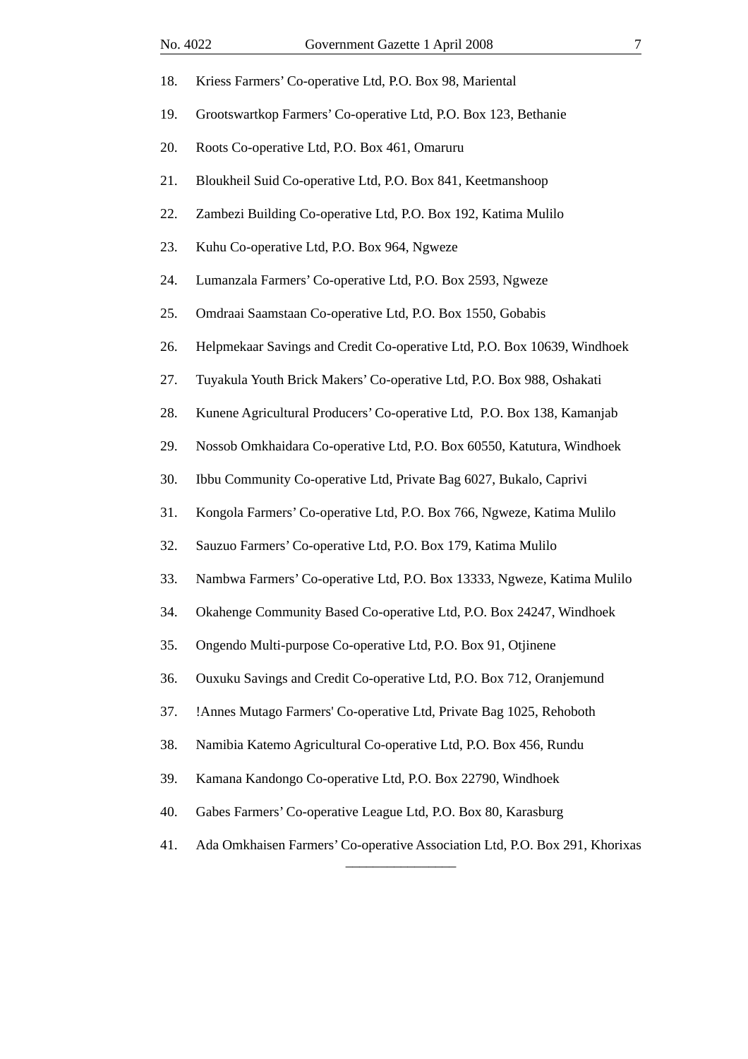18. Kriess Farmers’ Co-operative Ltd, P.O. Box 98, Mariental

19. Grootswartkop Farmers’ Co-operative Ltd, P.O. Box 123, Bethanie

20. Roots Co-operative Ltd, P.O. Box 461, Omaruru

21. Bloukheil Suid Co-operative Ltd, P.O. Box 841, Keetmanshoop

22. Zambezi Building Co-operative Ltd, P.O. Box 192, Katima Mulilo

23. Kuhu Co-operative Ltd, P.O. Box 964, Ngweze

24. Lumanzala Farmers’ Co-operative Ltd, P.O. Box 2593, Ngweze

25. Omdraai Saamstaan Co-operative Ltd, P.O. Box 1550, Gobabis

26. Helpmekaar Savings and Credit Co-operative Ltd, P.O. Box 10639, Windhoek

27. Tuyakula Youth Brick Makers’ Co-operative Ltd, P.O. Box 988, Oshakati

28. Kunene Agricultural Producers’ Co-operative Ltd, P.O. Box 138, Kamanjab

29. Nossob Omkhaidara Co-operative Ltd, P.O. Box 60550, Katutura, Windhoek

30. Ibbu Community Co-operative Ltd, Private Bag 6027, Bukalo, Caprivi

31. Kongola Farmers’ Co-operative Ltd, P.O. Box 766, Ngweze, Katima Mulilo

32. Sauzuo Farmers’ Co-operative Ltd, P.O. Box 179, Katima Mulilo

33. Nambwa Farmers’ Co-operative Ltd, P.O. Box 13333, Ngweze, Katima Mulilo

34. Okahenge Community Based Co-operative Ltd, P.O. Box 24247, Windhoek

35. Ongendo Multi-purpose Co-operative Ltd, P.O. Box 91, Otjinene

36. Ouxuku Savings and Credit Co-operative Ltd, P.O. Box 712, Oranjemund

37. !Annes Mutago Farmers' Co-operative Ltd, Private Bag 1025, Rehoboth

38. Namibia Katemo Agricultural Co-operative Ltd, P.O. Box 456, Rundu

39. Kamana Kandongo Co-operative Ltd, P.O. Box 22790, Windhoek

40. Gabes Farmers’ Co-operative League Ltd, P.O. Box 80, Karasburg

41. Ada Omkhaisen Farmers’ Co-operative Association Ltd, P.O. Box 291, Khorixas

________________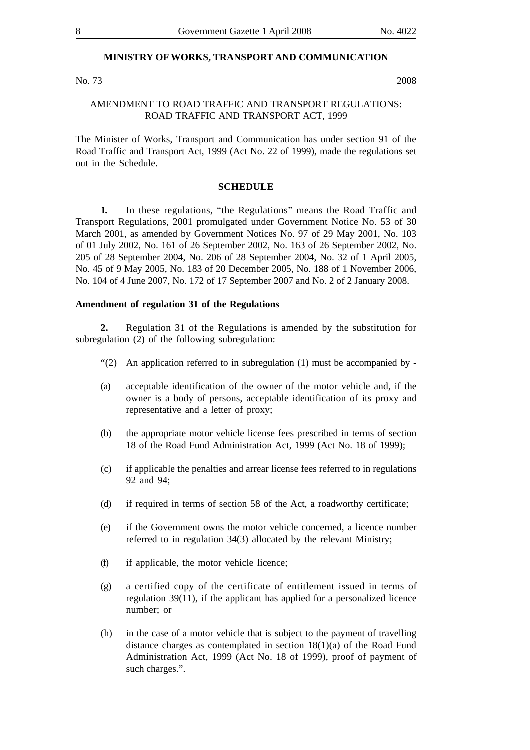## MINISTRY OF WORKS, TRANSPORT AND COMMUNICATION

No. 73 2008

AMENDMENT TO ROAD TRAFFIC AND TRANSPORT REGULATIONS:
ROAD TRAFFIC AND TRANSPORT ACT, 1999

The Minister of Works, Transport and Communication has under section 91 of the Road Traffic and Transport Act, 1999 (Act No. 22 of 1999), made the regulations set out in the Schedule.

### SCHEDULE

**1.** In these regulations, "the Regulations" means the Road Traffic and Transport Regulations, 2001 promulgated under Government Notice No. 53 of 30 March 2001, as amended by Government Notices No. 97 of 29 May 2001, No. 103 of 01 July 2002, No. 161 of 26 September 2002, No. 163 of 26 September 2002, No. 205 of 28 September 2004, No. 206 of 28 September 2004, No. 32 of 1 April 2005, No. 45 of 9 May 2005, No. 183 of 20 December 2005, No. 188 of 1 November 2006, No. 104 of 4 June 2007, No. 172 of 17 September 2007 and No. 2 of 2 January 2008.

**Amendment of regulation 31 of the Regulations**

**2.** Regulation 31 of the Regulations is amended by the substitution for subregulation (2) of the following subregulation:

"(2) An application referred to in subregulation (1) must be accompanied by -

(a) acceptable identification of the owner of the motor vehicle and, if the owner is a body of persons, acceptable identification of its proxy and representative and a letter of proxy;

(b) the appropriate motor vehicle license fees prescribed in terms of section 18 of the Road Fund Administration Act, 1999 (Act No. 18 of 1999);

(c) if applicable the penalties and arrear license fees referred to in regulations 92 and 94;

(d) if required in terms of section 58 of the Act, a roadworthy certificate;

(e) if the Government owns the motor vehicle concerned, a licence number referred to in regulation 34(3) allocated by the relevant Ministry;

(f) if applicable, the motor vehicle licence;

(g) a certified copy of the certificate of entitlement issued in terms of regulation 39(11), if the applicant has applied for a personalized licence number; or

(h) in the case of a motor vehicle that is subject to the payment of travelling distance charges as contemplated in section 18(1)(a) of the Road Fund Administration Act, 1999 (Act No. 18 of 1999), proof of payment of such charges.".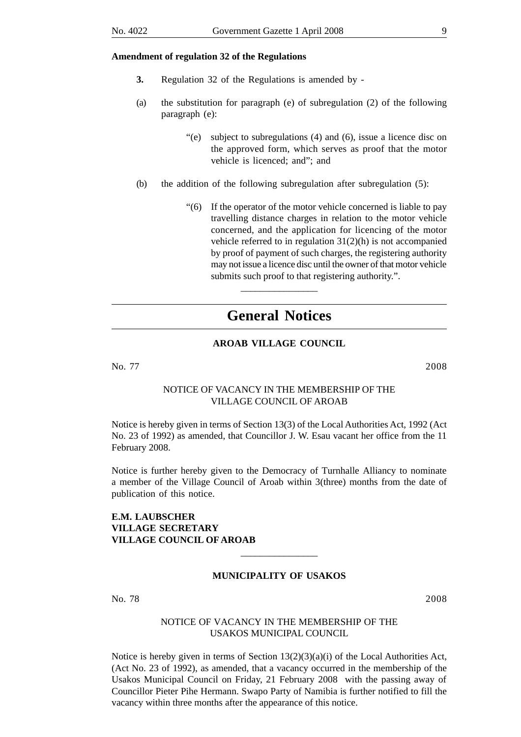**Amendment of regulation 32 of the Regulations**

**3.** Regulation 32 of the Regulations is amended by -

(a) the substitution for paragraph (e) of subregulation (2) of the following paragraph (e):

> "(e) subject to subregulations (4) and (6), issue a licence disc on the approved form, which serves as proof that the motor vehicle is licenced; and"; and

(b) the addition of the following subregulation after subregulation (5):

> "(6) If the operator of the motor vehicle concerned is liable to pay travelling distance charges in relation to the motor vehicle concerned, and the application for licencing of the motor vehicle referred to in regulation 31(2)(h) is not accompanied by proof of payment of such charges, the registering authority may not issue a licence disc until the owner of that motor vehicle submits such proof to that registering authority.".

---

# General Notices

**AROAB VILLAGE COUNCIL**

No. 77 2008

NOTICE OF VACANCY IN THE MEMBERSHIP OF THE VILLAGE COUNCIL OF AROAB

Notice is hereby given in terms of Section 13(3) of the Local Authorities Act, 1992 (Act No. 23 of 1992) as amended, that Councillor J. W. Esau vacant her office from the 11 February 2008.

Notice is further hereby given to the Democracy of Turnhalle Alliancy to nominate a member of the Village Council of Aroab within 3(three) months from the date of publication of this notice.

**E.M. LAUBSCHER**
**VILLAGE SECRETARY**
**VILLAGE COUNCIL OF AROAB**

---

**MUNICIPALITY OF USAKOS**

No. 78 2008

NOTICE OF VACANCY IN THE MEMBERSHIP OF THE USAKOS MUNICIPAL COUNCIL

Notice is hereby given in terms of Section 13(2)(3)(a)(i) of the Local Authorities Act, (Act No. 23 of 1992), as amended, that a vacancy occurred in the membership of the Usakos Municipal Council on Friday, 21 February 2008 with the passing away of Councillor Pieter Pihe Hermann. Swapo Party of Namibia is further notified to fill the vacancy within three months after the appearance of this notice.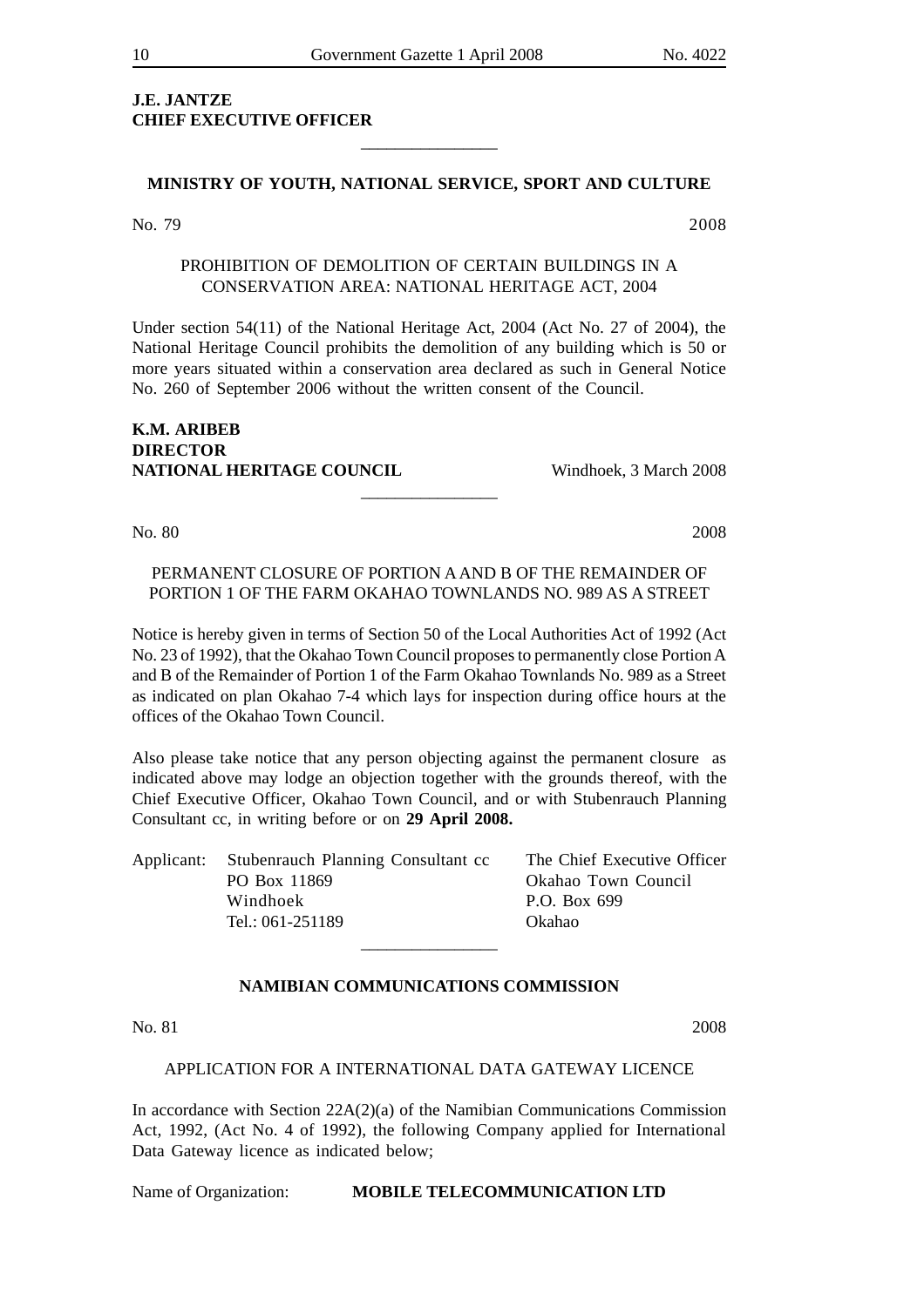**J.E. JANTZE**
**CHIEF EXECUTIVE OFFICER**

---

## MINISTRY OF YOUTH, NATIONAL SERVICE, SPORT AND CULTURE

No. 79 2008

### PROHIBITION OF DEMOLITION OF CERTAIN BUILDINGS IN A CONSERVATION AREA: NATIONAL HERITAGE ACT, 2004

Under section 54(11) of the National Heritage Act, 2004 (Act No. 27 of 2004), the National Heritage Council prohibits the demolition of any building which is 50 or more years situated within a conservation area declared as such in General Notice No. 260 of September 2006 without the written consent of the Council.

**K.M. ARIBEB**
**DIRECTOR**
**NATIONAL HERITAGE COUNCIL** Windhoek, 3 March 2008

---

No. 80 2008

### PERMANENT CLOSURE OF PORTION A AND B OF THE REMAINDER OF PORTION 1 OF THE FARM OKAHAO TOWNLANDS NO. 989 AS A STREET

Notice is hereby given in terms of Section 50 of the Local Authorities Act of 1992 (Act No. 23 of 1992), that the Okahao Town Council proposes to permanently close Portion A and B of the Remainder of Portion 1 of the Farm Okahao Townlands No. 989 as a Street as indicated on plan Okahao 7-4 which lays for inspection during office hours at the offices of the Okahao Town Council.

Also please take notice that any person objecting against the permanent closure as indicated above may lodge an objection together with the grounds thereof, with the Chief Executive Officer, Okahao Town Council, and or with Stubenrauch Planning Consultant cc, in writing before or on **29 April 2008.**

Applicant: Stubenrauch Planning Consultant cc
PO Box 11869
Windhoek
Tel.: 061-251189

The Chief Executive Officer
Okahao Town Council
P.O. Box 699
Okahao

---

## NAMIBIAN COMMUNICATIONS COMMISSION

No. 81 2008

### APPLICATION FOR A INTERNATIONAL DATA GATEWAY LICENCE

In accordance with Section 22A(2)(a) of the Namibian Communications Commission Act, 1992, (Act No. 4 of 1992), the following Company applied for International Data Gateway licence as indicated below;

Name of Organization: **MOBILE TELECOMMUNICATION LTD**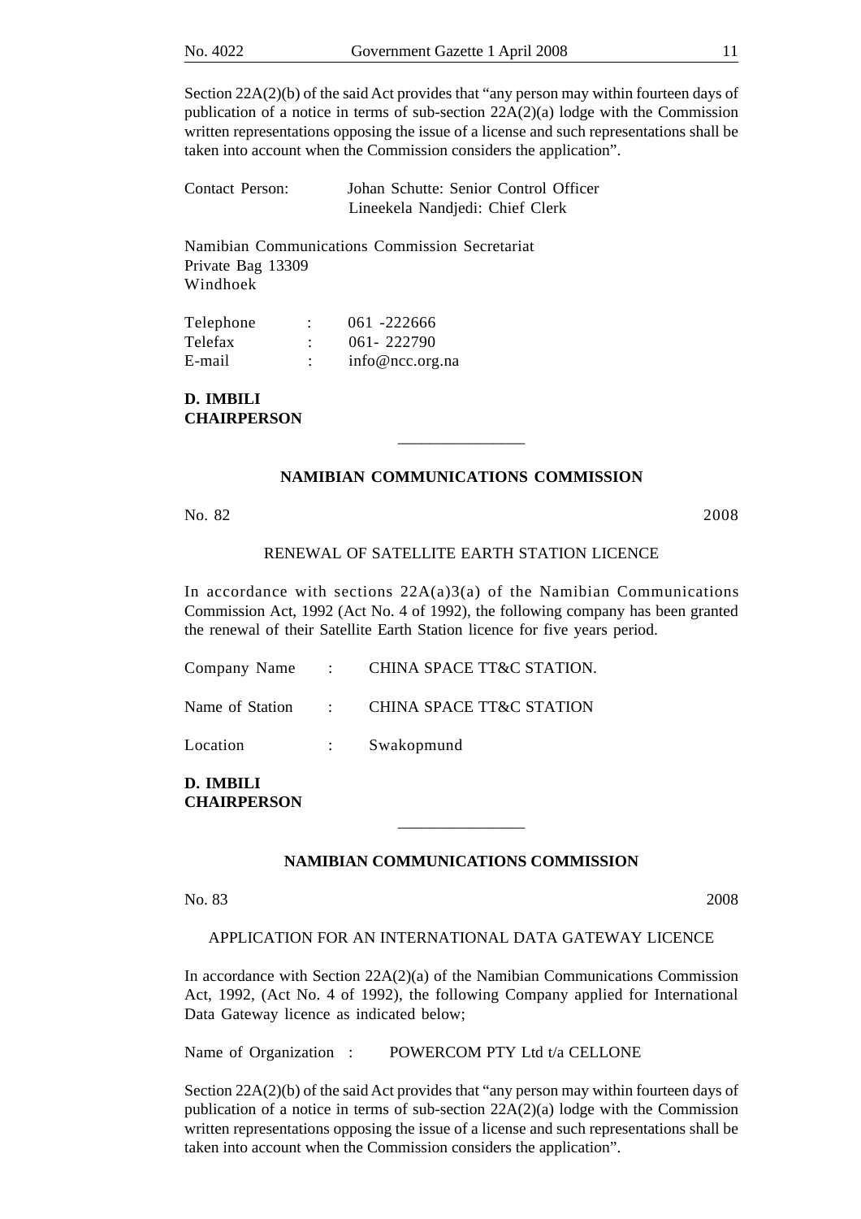Section 22A(2)(b) of the said Act provides that "any person may within fourteen days of publication of a notice in terms of sub-section 22A(2)(a) lodge with the Commission written representations opposing the issue of a license and such representations shall be taken into account when the Commission considers the application".

Contact Person: Johan Schutte: Senior Control Officer
Lineekela Nandjedi: Chief Clerk

Namibian Communications Commission Secretariat
Private Bag 13309
Windhoek

Telephone : 061 -222666
Telefax : 061- 222790
E-mail : info@ncc.org.na

**D. IMBILI**
**CHAIRPERSON**

---

**NAMIBIAN COMMUNICATIONS COMMISSION**

No. 82 2008

RENEWAL OF SATELLITE EARTH STATION LICENCE

In accordance with sections 22A(a)3(a) of the Namibian Communications Commission Act, 1992 (Act No. 4 of 1992), the following company has been granted the renewal of their Satellite Earth Station licence for five years period.

Company Name : CHINA SPACE TT&C STATION.

Name of Station : CHINA SPACE TT&C STATION

Location : Swakopmund

**D. IMBILI**
**CHAIRPERSON**

---

**NAMIBIAN COMMUNICATIONS COMMISSION**

No. 83 2008

APPLICATION FOR AN INTERNATIONAL DATA GATEWAY LICENCE

In accordance with Section 22A(2)(a) of the Namibian Communications Commission Act, 1992, (Act No. 4 of 1992), the following Company applied for International Data Gateway licence as indicated below;

Name of Organization : POWERCOM PTY Ltd t/a CELLONE

Section 22A(2)(b) of the said Act provides that "any person may within fourteen days of publication of a notice in terms of sub-section 22A(2)(a) lodge with the Commission written representations opposing the issue of a license and such representations shall be taken into account when the Commission considers the application".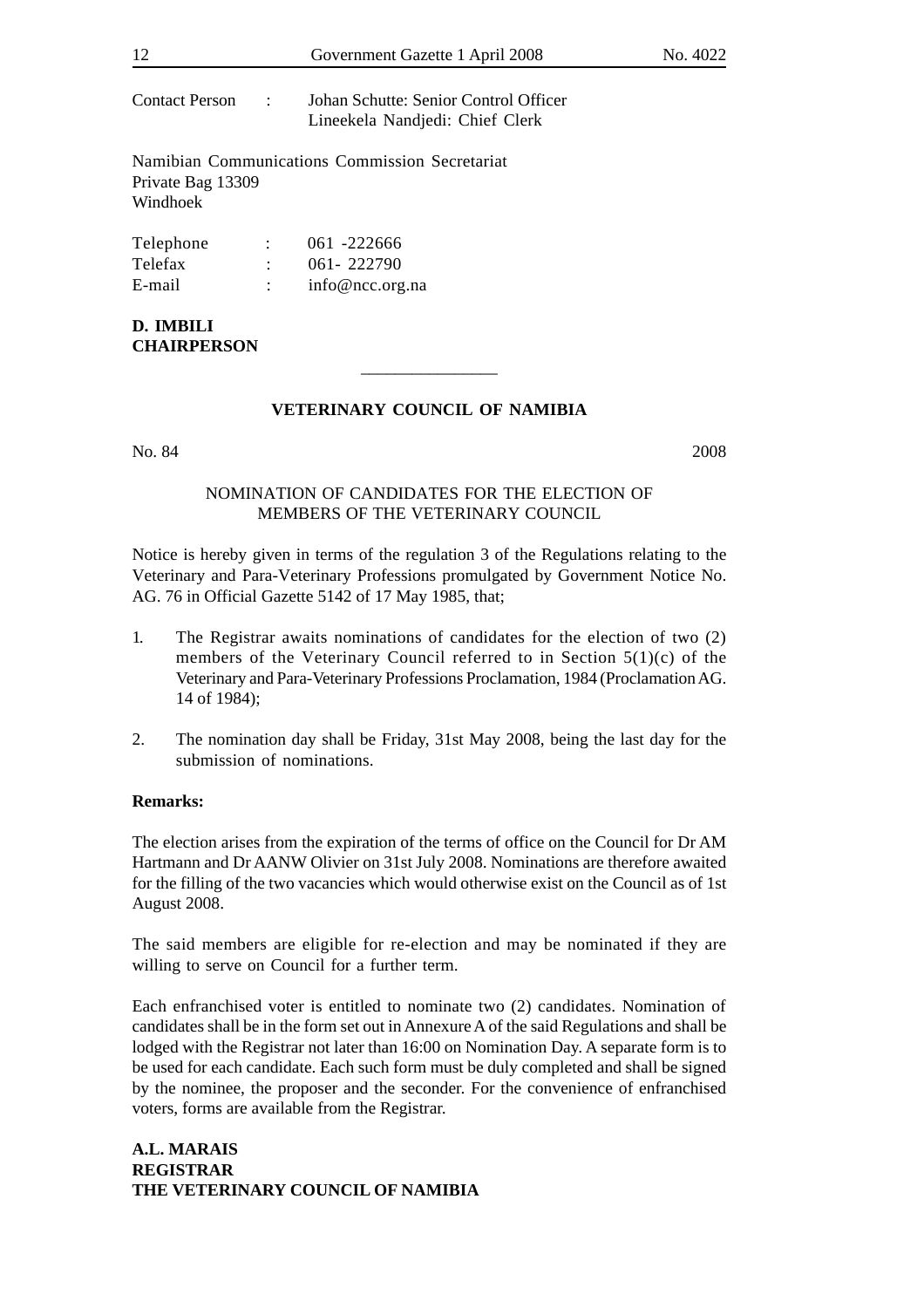| | | |
|---|---|---|
| Contact Person | : | Johan Schutte: Senior Control Officer<br>Lineekela Nandjedi: Chief Clerk |

Namibian Communications Commission Secretariat
Private Bag 13309
Windhoek

| | | |
|---|---|---|
| Telephone | : | 061 -222666 |
| Telefax | : | 061- 222790 |
| E-mail | : | info@ncc.org.na |

**D. IMBILI**
**CHAIRPERSON**

---

## VETERINARY COUNCIL OF NAMIBIA

No. 84 2008

### NOMINATION OF CANDIDATES FOR THE ELECTION OF MEMBERS OF THE VETERINARY COUNCIL

Notice is hereby given in terms of the regulation 3 of the Regulations relating to the Veterinary and Para-Veterinary Professions promulgated by Government Notice No. AG. 76 in Official Gazette 5142 of 17 May 1985, that;

1. The Registrar awaits nominations of candidates for the election of two (2) members of the Veterinary Council referred to in Section 5(1)(c) of the Veterinary and Para-Veterinary Professions Proclamation, 1984 (Proclamation AG. 14 of 1984);

2. The nomination day shall be Friday, 31st May 2008, being the last day for the submission of nominations.

**Remarks:**

The election arises from the expiration of the terms of office on the Council for Dr AM Hartmann and Dr AANW Olivier on 31st July 2008. Nominations are therefore awaited for the filling of the two vacancies which would otherwise exist on the Council as of 1st August 2008.

The said members are eligible for re-election and may be nominated if they are willing to serve on Council for a further term.

Each enfranchised voter is entitled to nominate two (2) candidates. Nomination of candidates shall be in the form set out in Annexure A of the said Regulations and shall be lodged with the Registrar not later than 16:00 on Nomination Day. A separate form is to be used for each candidate. Each such form must be duly completed and shall be signed by the nominee, the proposer and the seconder. For the convenience of enfranchised voters, forms are available from the Registrar.

**A.L. MARAIS**
**REGISTRAR**
**THE VETERINARY COUNCIL OF NAMIBIA**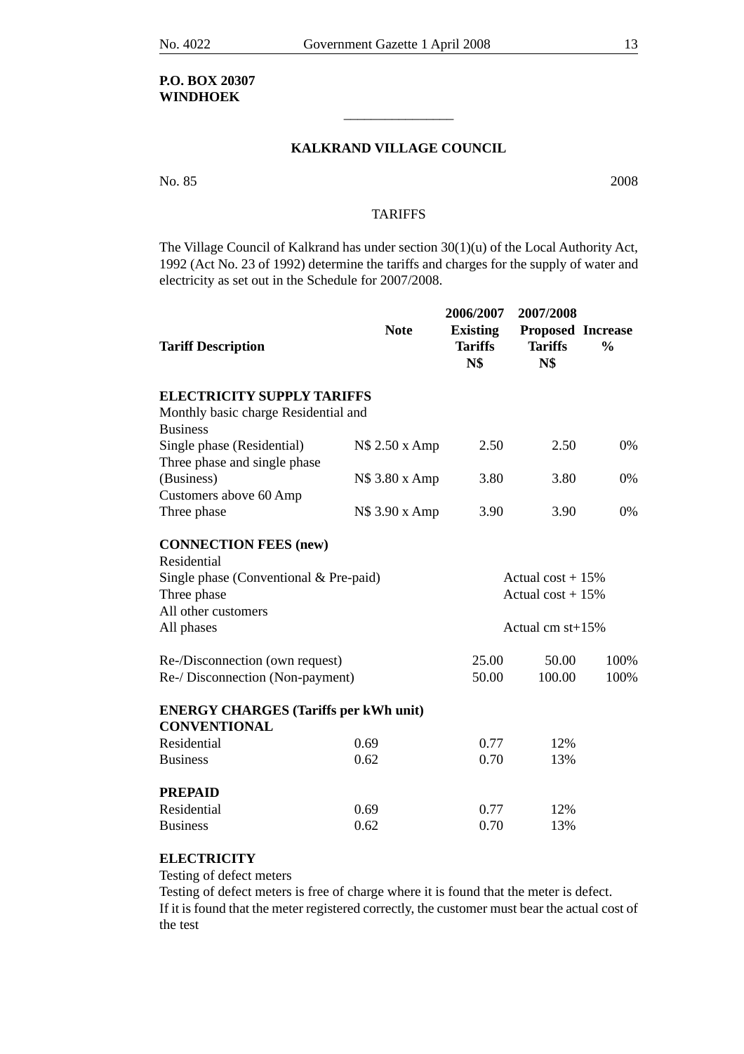**P.O. BOX 20307**
**WINDHOEK**

________________

## KALKRAND VILLAGE COUNCIL

No. 85 2008

TARIFFS

The Village Council of Kalkrand has under section 30(1)(u) of the Local Authority Act, 1992 (Act No. 23 of 1992) determine the tariffs and charges for the supply of water and electricity as set out in the Schedule for 2007/2008.

| Tariff Description | Note | 2006/2007 Existing Tariffs N$ | 2007/2008 Proposed Tariffs N$ | Increase % |
|---|---|---|---|---|
| **ELECTRICITY SUPPLY TARIFFS** | | | | |
| Monthly basic charge Residential and Business | | | | |
| Single phase (Residential) | N$ 2.50 x Amp | 2.50 | 2.50 | 0% |
| Three phase and single phase (Business) | N$ 3.80 x Amp | 3.80 | 3.80 | 0% |
| Customers above 60 Amp | | | | |
| Three phase | N$ 3.90 x Amp | 3.90 | 3.90 | 0% |
| **CONNECTION FEES (new)** | | | | |
| Residential | | | | |
| Single phase (Conventional & Pre-paid) | | | Actual cost + 15% | |
| Three phase | | | Actual cost + 15% | |
| All other customers | | | | |
| All phases | | | Actual cm st+15% | |
| Re-/Disconnection (own request) | | 25.00 | 50.00 | 100% |
| Re-/ Disconnection (Non-payment) | | 50.00 | 100.00 | 100% |
| **ENERGY CHARGES (Tariffs per kWh unit)** | | | | |
| **CONVENTIONAL** | | | | |
| Residential | 0.69 | 0.77 | 12% | |
| Business | 0.62 | 0.70 | 13% | |
| **PREPAID** | | | | |
| Residential | 0.69 | 0.77 | 12% | |
| Business | 0.62 | 0.70 | 13% | |

**ELECTRICITY**

Testing of defect meters

Testing of defect meters is free of charge where it is found that the meter is defect.

If it is found that the meter registered correctly, the customer must bear the actual cost of the test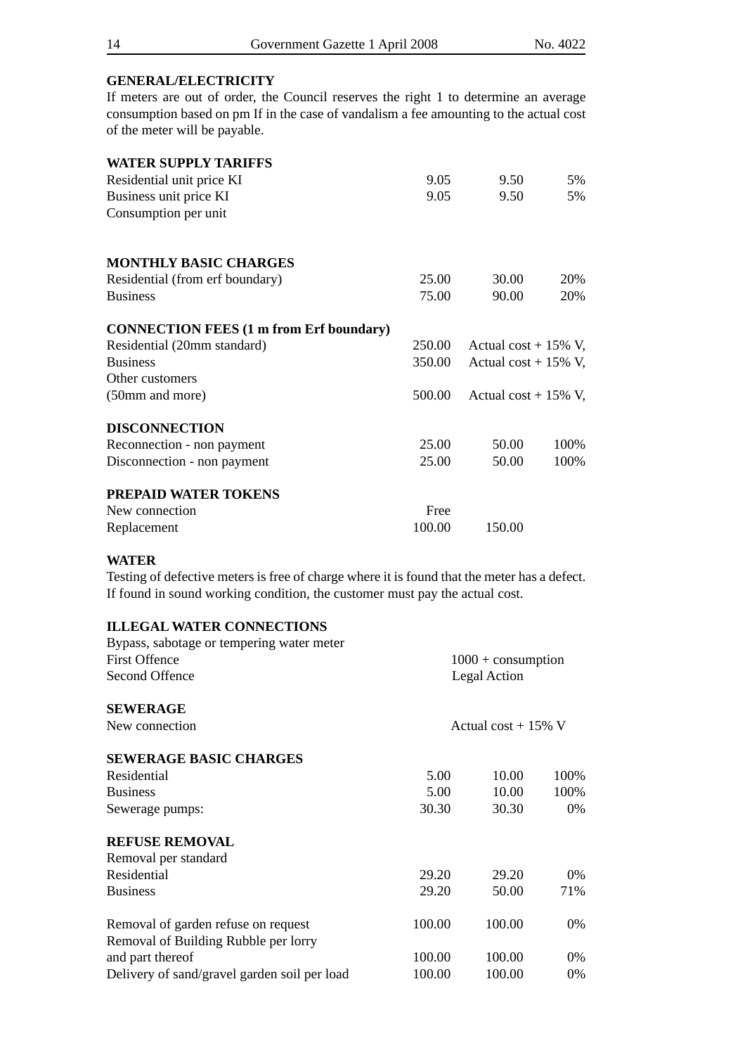**GENERAL/ELECTRICITY**

If meters are out of order, the Council reserves the right 1 to determine an average consumption based on pm If in the case of vandalism a fee amounting to the actual cost of the meter will be payable.

| | | | |
|---|---|---|---|
| **WATER SUPPLY TARIFFS** | | | |
| Residential unit price KI | 9.05 | 9.50 | 5% |
| Business unit price KI | 9.05 | 9.50 | 5% |
| Consumption per unit | | | |
| | | | |
| **MONTHLY BASIC CHARGES** | | | |
| Residential (from erf boundary) | 25.00 | 30.00 | 20% |
| Business | 75.00 | 90.00 | 20% |
| | | | |
| **CONNECTION FEES (1 m from Erf boundary)** | | | |
| Residential (20mm standard) | 250.00 | Actual cost + 15% V, | |
| Business | 350.00 | Actual cost + 15% V, | |
| Other customers | | | |
| (50mm and more) | 500.00 | Actual cost + 15% V, | |
| | | | |
| **DISCONNECTION** | | | |
| Reconnection - non payment | 25.00 | 50.00 | 100% |
| Disconnection - non payment | 25.00 | 50.00 | 100% |
| | | | |
| **PREPAID WATER TOKENS** | | | |
| New connection | Free | | |
| Replacement | 100.00 | 150.00 | |

**WATER**

Testing of defective meters is free of charge where it is found that the meter has a defect. If found in sound working condition, the customer must pay the actual cost.

| | |
|---|---|
| **ILLEGAL WATER CONNECTIONS** | |
| Bypass, sabotage or tempering water meter | |
| First Offence | 1000 + consumption |
| Second Offence | Legal Action |
| | |
| **SEWERAGE** | |
| New connection | Actual cost + 15% V |

| | | | |
|---|---|---|---|
| **SEWERAGE BASIC CHARGES** | | | |
| Residential | 5.00 | 10.00 | 100% |
| Business | 5.00 | 10.00 | 100% |
| Sewerage pumps: | 30.30 | 30.30 | 0% |
| | | | |
| **REFUSE REMOVAL** | | | |
| Removal per standard | | | |
| Residential | 29.20 | 29.20 | 0% |
| Business | 29.20 | 50.00 | 71% |
| | | | |
| Removal of garden refuse on request | 100.00 | 100.00 | 0% |
| Removal of Building Rubble per lorry | | | |
| and part thereof | 100.00 | 100.00 | 0% |
| Delivery of sand/gravel garden soil per load | 100.00 | 100.00 | 0% |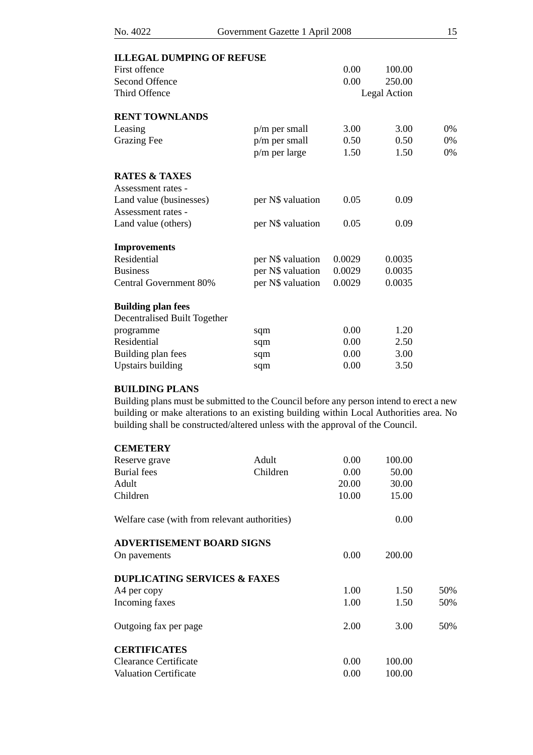**ILLEGAL DUMPING OF REFUSE**

| | | | | |
|---|---|---|---|---|
| First offence | | 0.00 | 100.00 | |
| Second Offence | | 0.00 | 250.00 | |
| Third Offence | | Legal Action | | |

**RENT TOWNLANDS**

| | | | | |
|---|---|---|---|---|
| Leasing | p/m per small | 3.00 | 3.00 | 0% |
| Grazing Fee | p/m per small | 0.50 | 0.50 | 0% |
| | p/m per large | 1.50 | 1.50 | 0% |

**RATES & TAXES**

| | | | |
|---|---|---|---|
| Assessment rates - Land value (businesses) | per N$ valuation | 0.05 | 0.09 |
| Assessment rates - Land value (others) | per N$ valuation | 0.05 | 0.09 |

**Improvements**

| | | | |
|---|---|---|---|
| Residential | per N$ valuation | 0.0029 | 0.0035 |
| Business | per N$ valuation | 0.0029 | 0.0035 |
| Central Government 80% | per N$ valuation | 0.0029 | 0.0035 |

**Building plan fees**

| | | | |
|---|---|---|---|
| Decentralised Built Together programme | sqm | 0.00 | 1.20 |
| Residential | sqm | 0.00 | 2.50 |
| Building plan fees | sqm | 0.00 | 3.00 |
| Upstairs building | sqm | 0.00 | 3.50 |

**BUILDING PLANS**

Building plans must be submitted to the Council before any person intend to erect a new building or make alterations to an existing building within Local Authorities area. No building shall be constructed/altered unless with the approval of the Council.

**CEMETERY**

| | | | |
|---|---|---|---|
| Reserve grave | Adult | 0.00 | 100.00 |
| Burial fees | Children | 0.00 | 50.00 |
| Adult | | 20.00 | 30.00 |
| Children | | 10.00 | 15.00 |
| Welfare case (with from relevant authorities) | | | 0.00 |

**ADVERTISEMENT BOARD SIGNS**

| | | |
|---|---|---|
| On pavements | 0.00 | 200.00 |

**DUPLICATING SERVICES & FAXES**

| | | | |
|---|---|---|---|
| A4 per copy | 1.00 | 1.50 | 50% |
| Incoming faxes | 1.00 | 1.50 | 50% |
| Outgoing fax per page | 2.00 | 3.00 | 50% |

**CERTIFICATES**

| | | |
|---|---|---|
| Clearance Certificate | 0.00 | 100.00 |
| Valuation Certificate | 0.00 | 100.00 |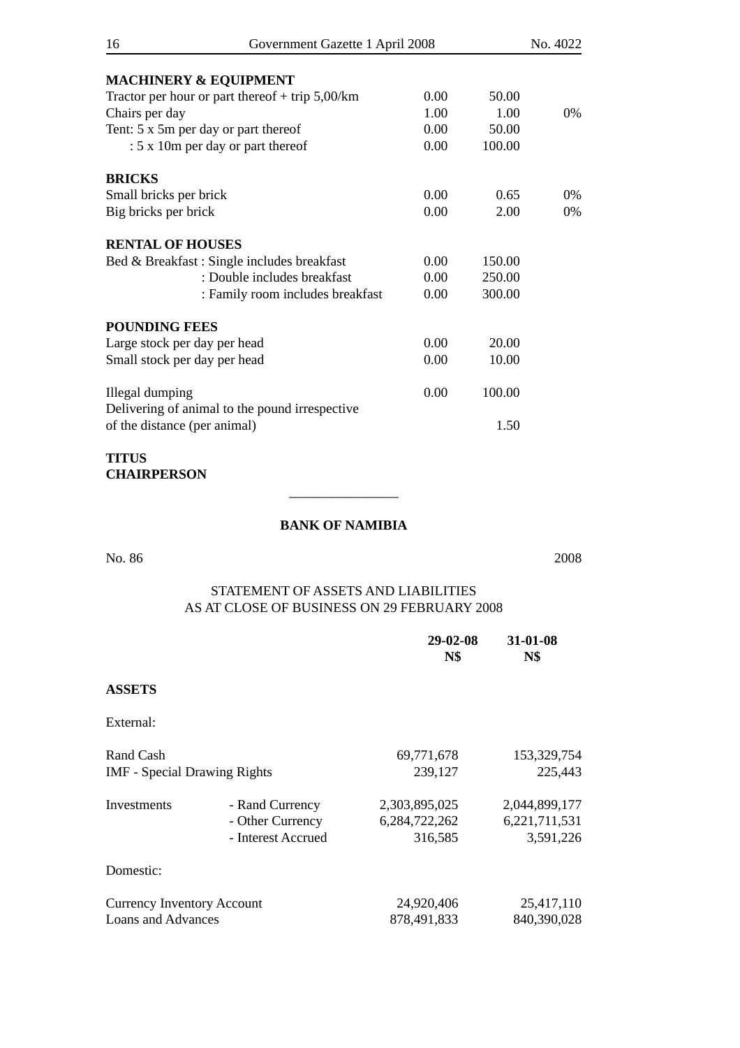**MACHINERY & EQUIPMENT**

| | | | |
|---|---|---|---|
| Tractor per hour or part thereof + trip 5,00/km | 0.00 | 50.00 | |
| Chairs per day | 1.00 | 1.00 | 0% |
| Tent: 5 x 5m per day or part thereof | 0.00 | 50.00 | |
| : 5 x 10m per day or part thereof | 0.00 | 100.00 | |

**BRICKS**

| | | | |
|---|---|---|---|
| Small bricks per brick | 0.00 | 0.65 | 0% |
| Big bricks per brick | 0.00 | 2.00 | 0% |

**RENTAL OF HOUSES**

| | | |
|---|---|---|
| Bed & Breakfast : Single includes breakfast | 0.00 | 150.00 |
| : Double includes breakfast | 0.00 | 250.00 |
| : Family room includes breakfast | 0.00 | 300.00 |

**POUNDING FEES**

| | | |
|---|---|---|
| Large stock per day per head | 0.00 | 20.00 |
| Small stock per day per head | 0.00 | 10.00 |
| Illegal dumping | 0.00 | 100.00 |
| Delivering of animal to the pound irrespective of the distance (per animal) | | 1.50 |

**TITUS**
**CHAIRPERSON**

---

## BANK OF NAMIBIA

No. 86 2008

STATEMENT OF ASSETS AND LIABILITIES
AS AT CLOSE OF BUSINESS ON 29 FEBRUARY 2008

| | | 29-02-08 N$ | 31-01-08 N$ |
|---|---|---|---|
| **ASSETS** | | | |
| External: | | | |
| Rand Cash | | 69,771,678 | 153,329,754 |
| IMF - Special Drawing Rights | | 239,127 | 225,443 |
| Investments | - Rand Currency | 2,303,895,025 | 2,044,899,177 |
| | - Other Currency | 6,284,722,262 | 6,221,711,531 |
| | - Interest Accrued | 316,585 | 3,591,226 |
| Domestic: | | | |
| Currency Inventory Account | | 24,920,406 | 25,417,110 |
| Loans and Advances | | 878,491,833 | 840,390,028 |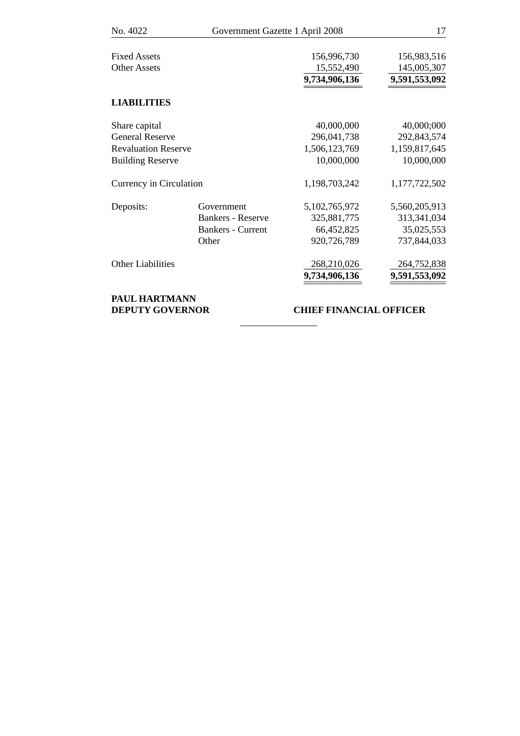| | | | |
|---|---|---|---|
| Fixed Assets | | 156,996,730 | 156,983,516 |
| Other Assets | | 15,552,490 | 145,005,307 |
| | | **9,734,906,136** | **9,591,553,092** |

**LIABILITIES**

| | | | |
|---|---|---|---|
| Share capital | | 40,000,000 | 40,000;000 |
| General Reserve | | 296,041,738 | 292,843,574 |
| Revaluation Reserve | | 1,506,123,769 | 1,159,817,645 |
| Building Reserve | | 10,000,000 | 10,000,000 |
| Currency in Circulation | | 1,198,703,242 | 1,177,722,502 |
| Deposits: | Government | 5,102,765,972 | 5,560,205,913 |
| | Bankers - Reserve | 325,881,775 | 313,341,034 |
| | Bankers - Current | 66,452,825 | 35,025,553 |
| | Other | 920,726,789 | 737,844,033 |
| Other Liabilities | | 268,210,026 | 264,752,838 |
| | | **9,734,906,136** | **9,591,553,092** |

**PAUL HARTMANN**
**DEPUTY GOVERNOR**

**CHIEF FINANCIAL OFFICER**

________________